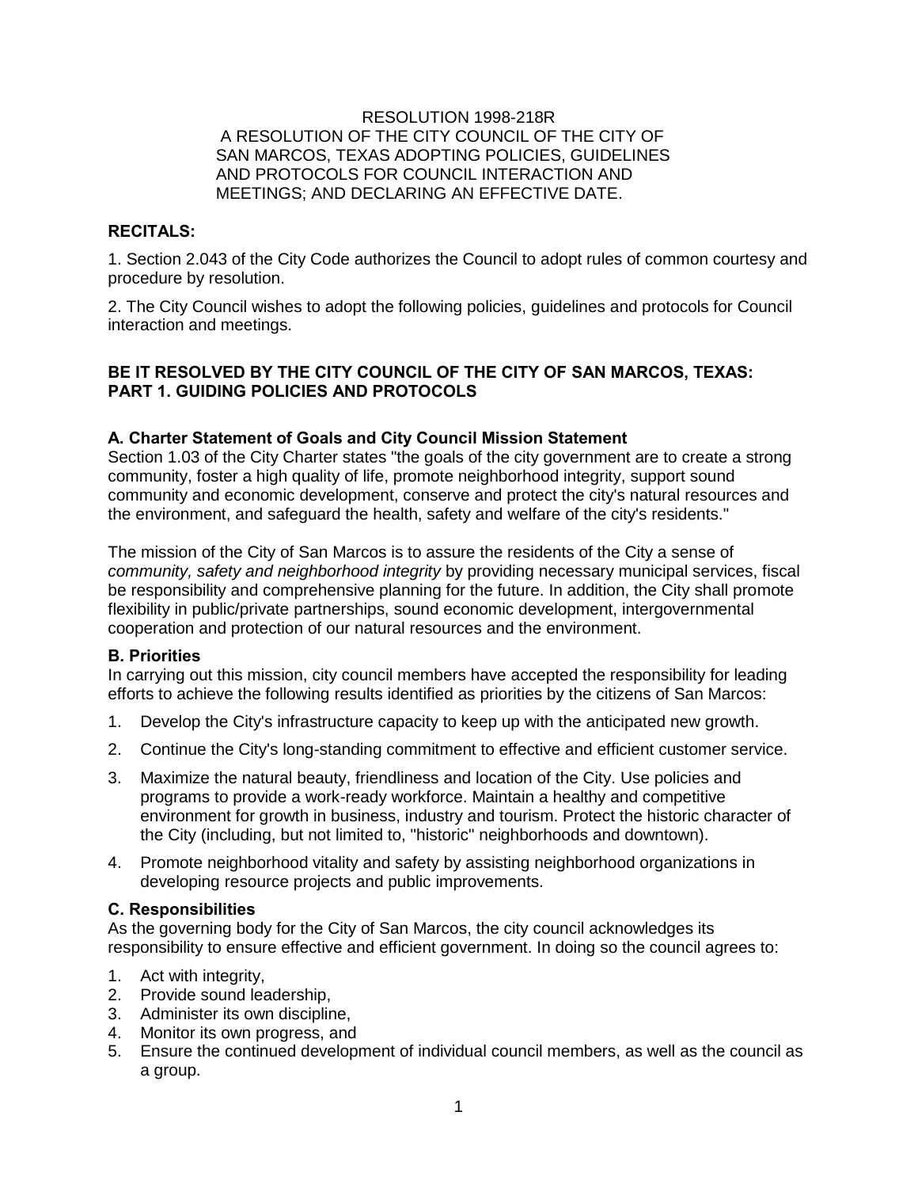RESOLUTION 1998-218R

A RESOLUTION OF THE CITY COUNCIL OF THE CITY OF SAN MARCOS, TEXAS ADOPTING POLICIES, GUIDELINES AND PROTOCOLS FOR COUNCIL INTERACTION AND MEETINGS; AND DECLARING AN EFFECTIVE DATE.

**RECITALS:**

1. Section 2.043 of the City Code authorizes the Council to adopt rules of common courtesy and procedure by resolution.

2. The City Council wishes to adopt the following policies, guidelines and protocols for Council interaction and meetings.

**BE IT RESOLVED BY THE CITY COUNCIL OF THE CITY OF SAN MARCOS, TEXAS:**
**PART 1. GUIDING POLICIES AND PROTOCOLS**

**A. Charter Statement of Goals and City Council Mission Statement**

Section 1.03 of the City Charter states "the goals of the city government are to create a strong community, foster a high quality of life, promote neighborhood integrity, support sound community and economic development, conserve and protect the city's natural resources and the environment, and safeguard the health, safety and welfare of the city's residents."

The mission of the City of San Marcos is to assure the residents of the City a sense of *community, safety and neighborhood integrity* by providing necessary municipal services, fiscal be responsibility and comprehensive planning for the future. In addition, the City shall promote flexibility in public/private partnerships, sound economic development, intergovernmental cooperation and protection of our natural resources and the environment.

**B. Priorities**

In carrying out this mission, city council members have accepted the responsibility for leading efforts to achieve the following results identified as priorities by the citizens of San Marcos:

1. Develop the City's infrastructure capacity to keep up with the anticipated new growth.
2. Continue the City's long-standing commitment to effective and efficient customer service.
3. Maximize the natural beauty, friendliness and location of the City. Use policies and programs to provide a work-ready workforce. Maintain a healthy and competitive environment for growth in business, industry and tourism. Protect the historic character of the City (including, but not limited to, "historic" neighborhoods and downtown).
4. Promote neighborhood vitality and safety by assisting neighborhood organizations in developing resource projects and public improvements.

**C. Responsibilities**

As the governing body for the City of San Marcos, the city council acknowledges its responsibility to ensure effective and efficient government. In doing so the council agrees to:

1. Act with integrity,
2. Provide sound leadership,
3. Administer its own discipline,
4. Monitor its own progress, and
5. Ensure the continued development of individual council members, as well as the council as a group.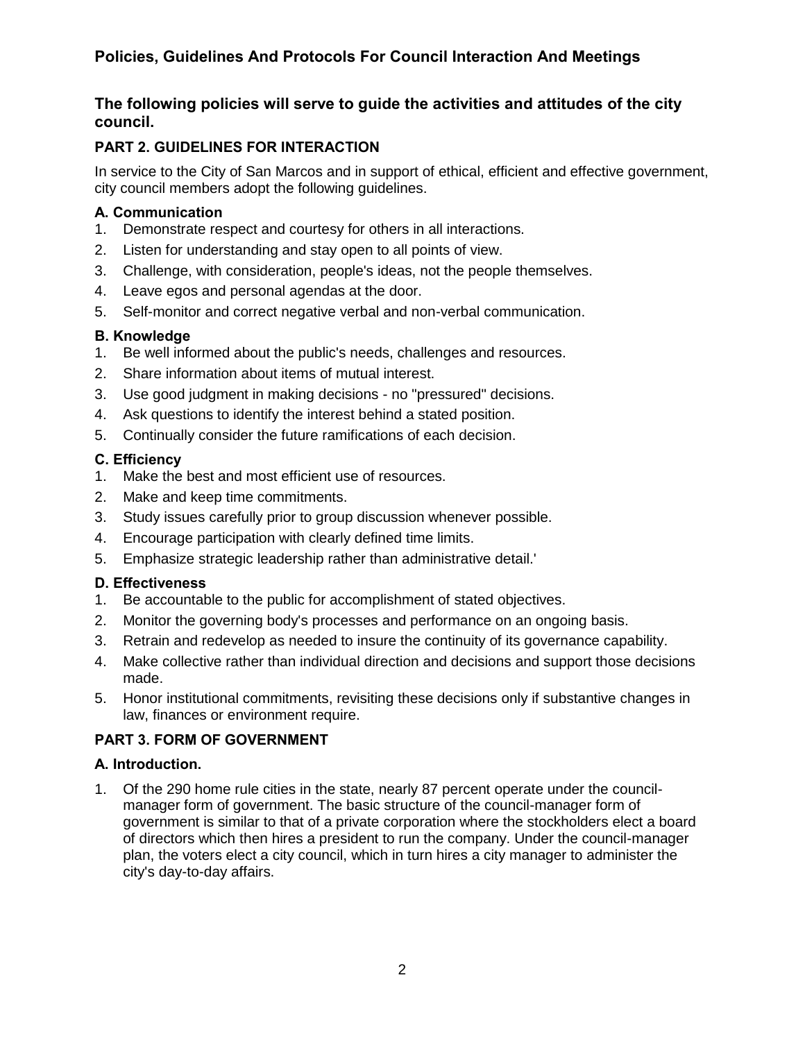# Policies, Guidelines And Protocols For Council Interaction And Meetings

## The following policies will serve to guide the activities and attitudes of the city council.

### PART 2. GUIDELINES FOR INTERACTION

In service to the City of San Marcos and in support of ethical, efficient and effective government, city council members adopt the following guidelines.

#### A. Communication

1. Demonstrate respect and courtesy for others in all interactions.
2. Listen for understanding and stay open to all points of view.
3. Challenge, with consideration, people's ideas, not the people themselves.
4. Leave egos and personal agendas at the door.
5. Self-monitor and correct negative verbal and non-verbal communication.

#### B. Knowledge

1. Be well informed about the public's needs, challenges and resources.
2. Share information about items of mutual interest.
3. Use good judgment in making decisions - no "pressured" decisions.
4. Ask questions to identify the interest behind a stated position.
5. Continually consider the future ramifications of each decision.

#### C. Efficiency

1. Make the best and most efficient use of resources.
2. Make and keep time commitments.
3. Study issues carefully prior to group discussion whenever possible.
4. Encourage participation with clearly defined time limits.
5. Emphasize strategic leadership rather than administrative detail.'

#### D. Effectiveness

1. Be accountable to the public for accomplishment of stated objectives.
2. Monitor the governing body's processes and performance on an ongoing basis.
3. Retrain and redevelop as needed to insure the continuity of its governance capability.
4. Make collective rather than individual direction and decisions and support those decisions made.
5. Honor institutional commitments, revisiting these decisions only if substantive changes in law, finances or environment require.

### PART 3. FORM OF GOVERNMENT

#### A. Introduction.

1. Of the 290 home rule cities in the state, nearly 87 percent operate under the council-manager form of government. The basic structure of the council-manager form of government is similar to that of a private corporation where the stockholders elect a board of directors which then hires a president to run the company. Under the council-manager plan, the voters elect a city council, which in turn hires a city manager to administer the city's day-to-day affairs.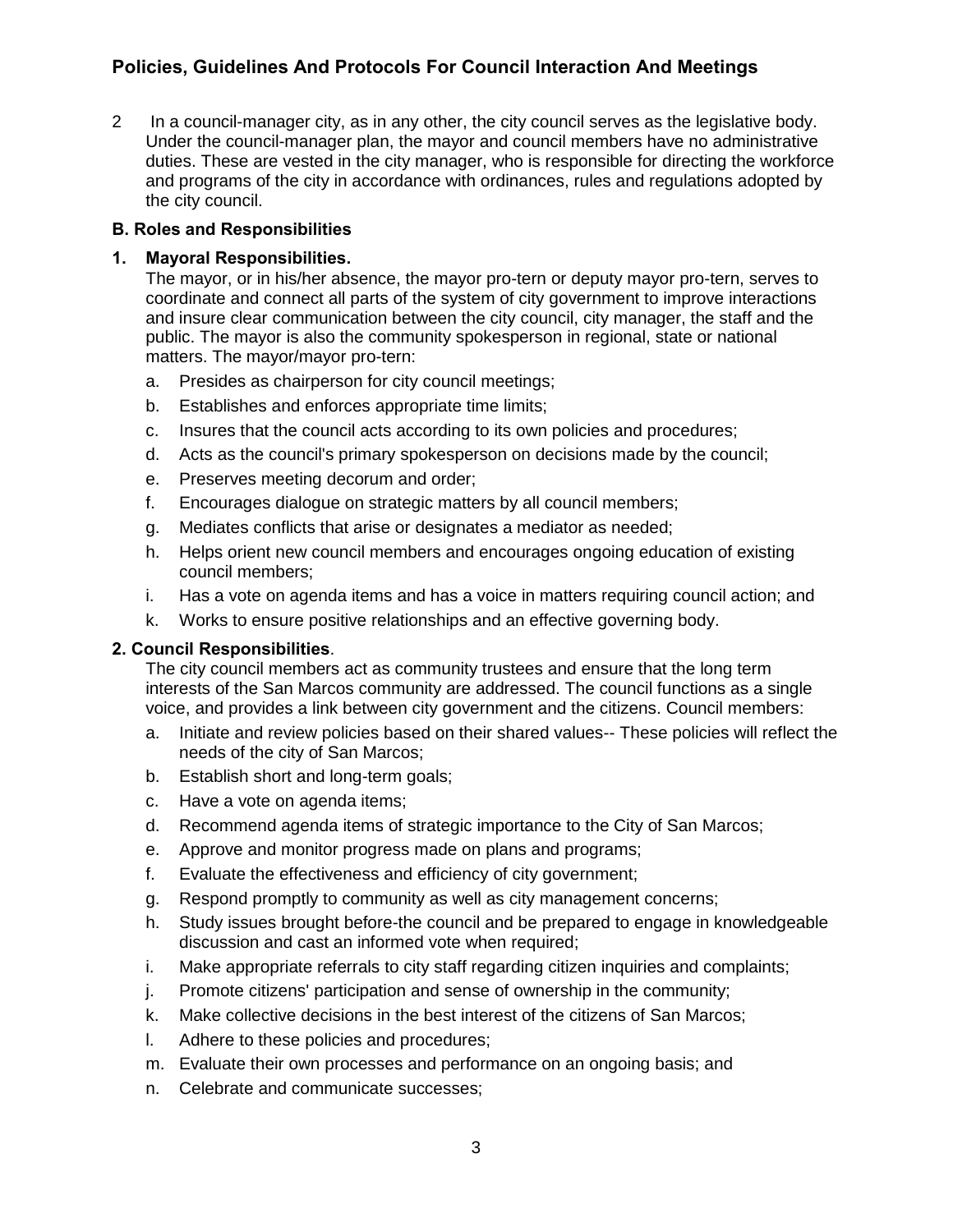2 In a council-manager city, as in any other, the city council serves as the legislative body. Under the council-manager plan, the mayor and council members have no administrative duties. These are vested in the city manager, who is responsible for directing the workforce and programs of the city in accordance with ordinances, rules and regulations adopted by the city council.

### B. Roles and Responsibilities

**1. Mayoral Responsibilities.**

The mayor, or in his/her absence, the mayor pro-tern or deputy mayor pro-tern, serves to coordinate and connect all parts of the system of city government to improve interactions and insure clear communication between the city council, city manager, the staff and the public. The mayor is also the community spokesperson in regional, state or national matters. The mayor/mayor pro-tern:

a. Presides as chairperson for city council meetings;
b. Establishes and enforces appropriate time limits;
c. Insures that the council acts according to its own policies and procedures;
d. Acts as the council's primary spokesperson on decisions made by the council;
e. Preserves meeting decorum and order;
f. Encourages dialogue on strategic matters by all council members;
g. Mediates conflicts that arise or designates a mediator as needed;
h. Helps orient new council members and encourages ongoing education of existing council members;
i. Has a vote on agenda items and has a voice in matters requiring council action; and
k. Works to ensure positive relationships and an effective governing body.

**2. Council Responsibilities**.

The city council members act as community trustees and ensure that the long term interests of the San Marcos community are addressed. The council functions as a single voice, and provides a link between city government and the citizens. Council members:

a. Initiate and review policies based on their shared values-- These policies will reflect the needs of the city of San Marcos;
b. Establish short and long-term goals;
c. Have a vote on agenda items;
d. Recommend agenda items of strategic importance to the City of San Marcos;
e. Approve and monitor progress made on plans and programs;
f. Evaluate the effectiveness and efficiency of city government;
g. Respond promptly to community as well as city management concerns;
h. Study issues brought before-the council and be prepared to engage in knowledgeable discussion and cast an informed vote when required;
i. Make appropriate referrals to city staff regarding citizen inquiries and complaints;
j. Promote citizens' participation and sense of ownership in the community;
k. Make collective decisions in the best interest of the citizens of San Marcos;
l. Adhere to these policies and procedures;
m. Evaluate their own processes and performance on an ongoing basis; and
n. Celebrate and communicate successes;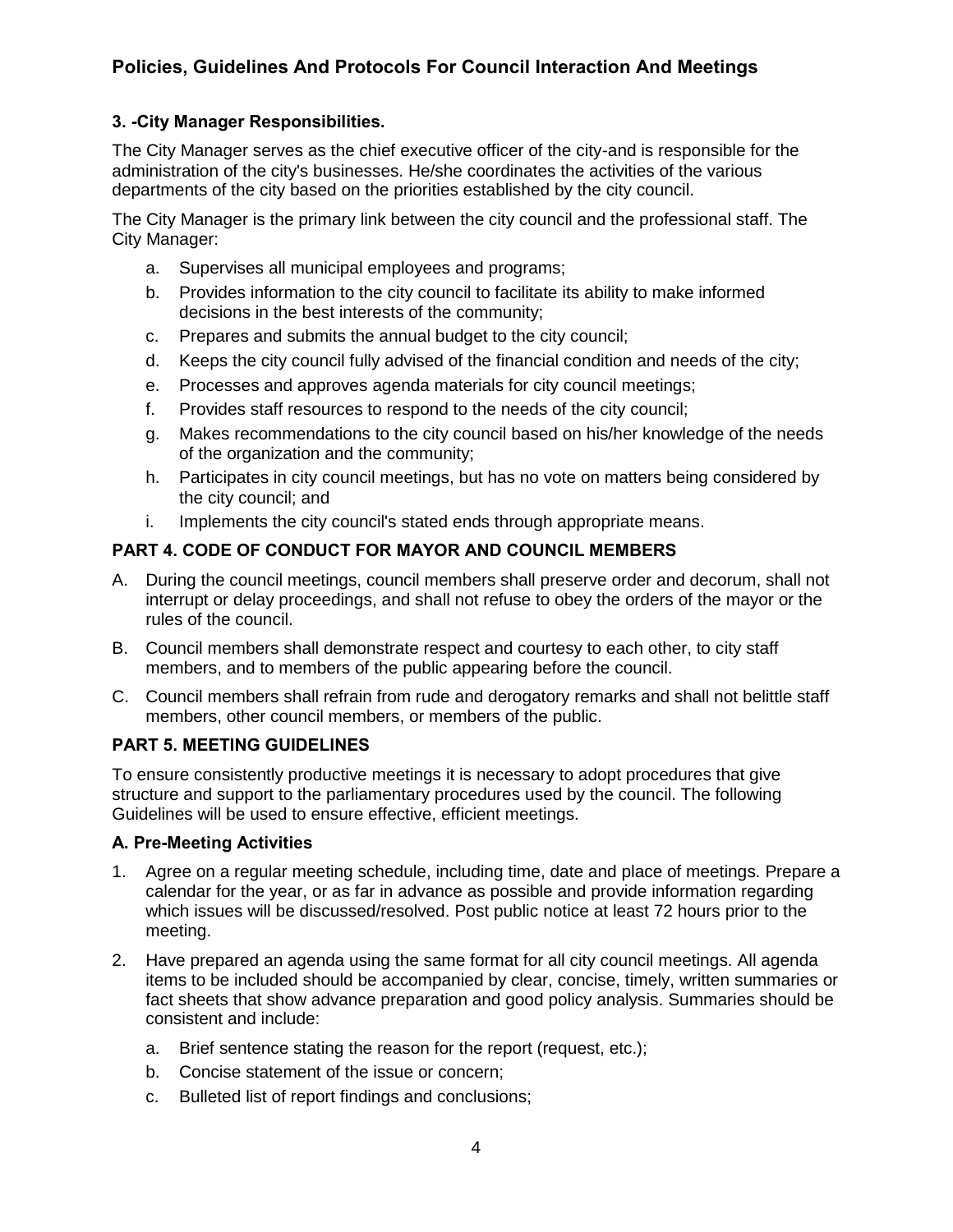### 3. -City Manager Responsibilities.

The City Manager serves as the chief executive officer of the city-and is responsible for the administration of the city's businesses. He/she coordinates the activities of the various departments of the city based on the priorities established by the city council.

The City Manager is the primary link between the city council and the professional staff. The City Manager:

a. Supervises all municipal employees and programs;
b. Provides information to the city council to facilitate its ability to make informed decisions in the best interests of the community;
c. Prepares and submits the annual budget to the city council;
d. Keeps the city council fully advised of the financial condition and needs of the city;
e. Processes and approves agenda materials for city council meetings;
f. Provides staff resources to respond to the needs of the city council;
g. Makes recommendations to the city council based on his/her knowledge of the needs of the organization and the community;
h. Participates in city council meetings, but has no vote on matters being considered by the city council; and
i. Implements the city council's stated ends through appropriate means.

## PART 4. CODE OF CONDUCT FOR MAYOR AND COUNCIL MEMBERS

A. During the council meetings, council members shall preserve order and decorum, shall not interrupt or delay proceedings, and shall not refuse to obey the orders of the mayor or the rules of the council.

B. Council members shall demonstrate respect and courtesy to each other, to city staff members, and to members of the public appearing before the council.

C. Council members shall refrain from rude and derogatory remarks and shall not belittle staff members, other council members, or members of the public.

## PART 5. MEETING GUIDELINES

To ensure consistently productive meetings it is necessary to adopt procedures that give structure and support to the parliamentary procedures used by the council. The following Guidelines will be used to ensure effective, efficient meetings.

### A. Pre-Meeting Activities

1. Agree on a regular meeting schedule, including time, date and place of meetings. Prepare a calendar for the year, or as far in advance as possible and provide information regarding which issues will be discussed/resolved. Post public notice at least 72 hours prior to the meeting.

2. Have prepared an agenda using the same format for all city council meetings. All agenda items to be included should be accompanied by clear, concise, timely, written summaries or fact sheets that show advance preparation and good policy analysis. Summaries should be consistent and include:

   a. Brief sentence stating the reason for the report (request, etc.);
   b. Concise statement of the issue or concern;
   c. Bulleted list of report findings and conclusions;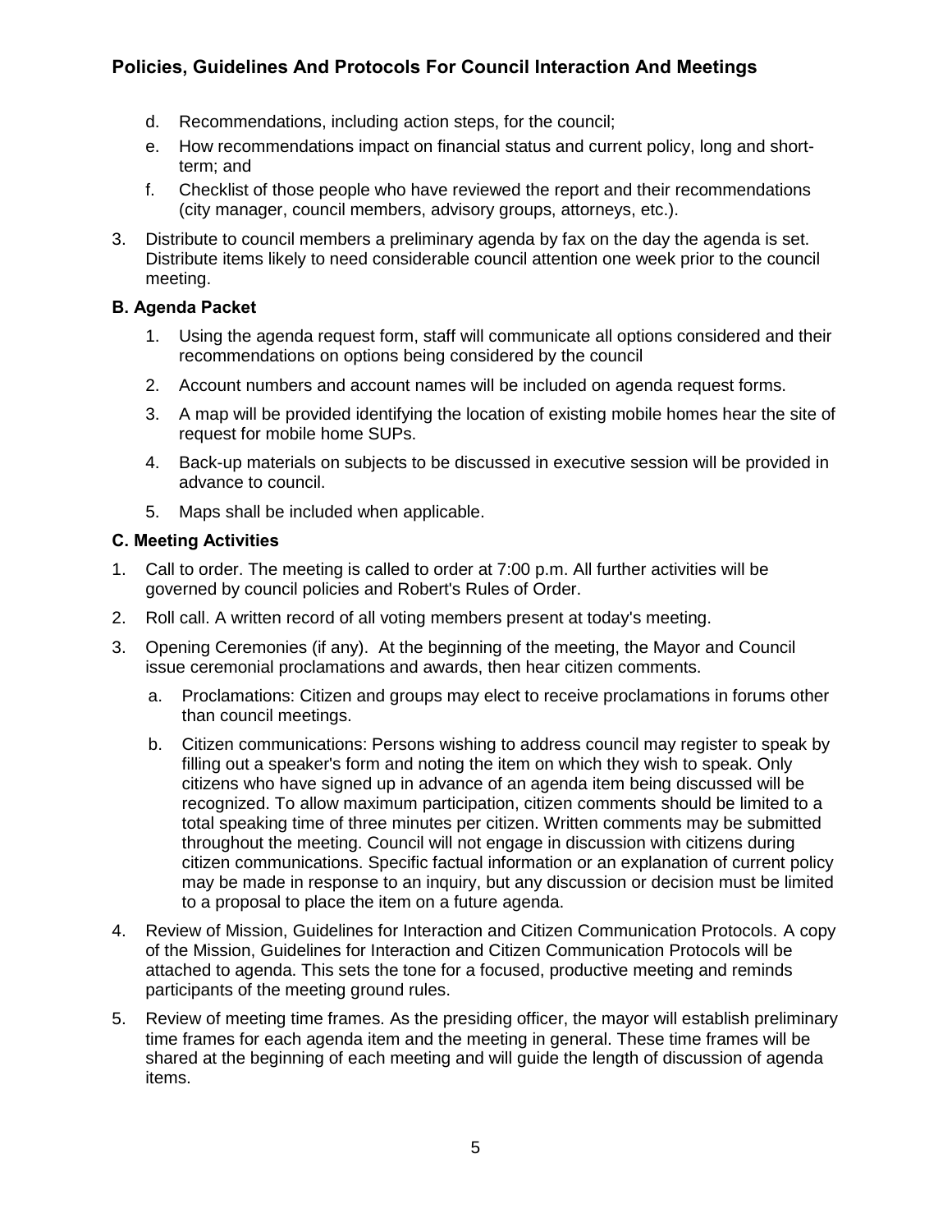d. Recommendations, including action steps, for the council;

e. How recommendations impact on financial status and current policy, long and short-term; and

f. Checklist of those people who have reviewed the report and their recommendations (city manager, council members, advisory groups, attorneys, etc.).

3. Distribute to council members a preliminary agenda by fax on the day the agenda is set. Distribute items likely to need considerable council attention one week prior to the council meeting.

### B. Agenda Packet

1. Using the agenda request form, staff will communicate all options considered and their recommendations on options being considered by the council
2. Account numbers and account names will be included on agenda request forms.
3. A map will be provided identifying the location of existing mobile homes hear the site of request for mobile home SUPs.
4. Back-up materials on subjects to be discussed in executive session will be provided in advance to council.
5. Maps shall be included when applicable.

### C. Meeting Activities

1. Call to order. The meeting is called to order at 7:00 p.m. All further activities will be governed by council policies and Robert's Rules of Order.
2. Roll call. A written record of all voting members present at today's meeting.
3. Opening Ceremonies (if any). At the beginning of the meeting, the Mayor and Council issue ceremonial proclamations and awards, then hear citizen comments.
   a. Proclamations: Citizen and groups may elect to receive proclamations in forums other than council meetings.
   b. Citizen communications: Persons wishing to address council may register to speak by filling out a speaker's form and noting the item on which they wish to speak. Only citizens who have signed up in advance of an agenda item being discussed will be recognized. To allow maximum participation, citizen comments should be limited to a total speaking time of three minutes per citizen. Written comments may be submitted throughout the meeting. Council will not engage in discussion with citizens during citizen communications. Specific factual information or an explanation of current policy may be made in response to an inquiry, but any discussion or decision must be limited to a proposal to place the item on a future agenda.
4. Review of Mission, Guidelines for Interaction and Citizen Communication Protocols. A copy of the Mission, Guidelines for Interaction and Citizen Communication Protocols will be attached to agenda. This sets the tone for a focused, productive meeting and reminds participants of the meeting ground rules.
5. Review of meeting time frames. As the presiding officer, the mayor will establish preliminary time frames for each agenda item and the meeting in general. These time frames will be shared at the beginning of each meeting and will guide the length of discussion of agenda items.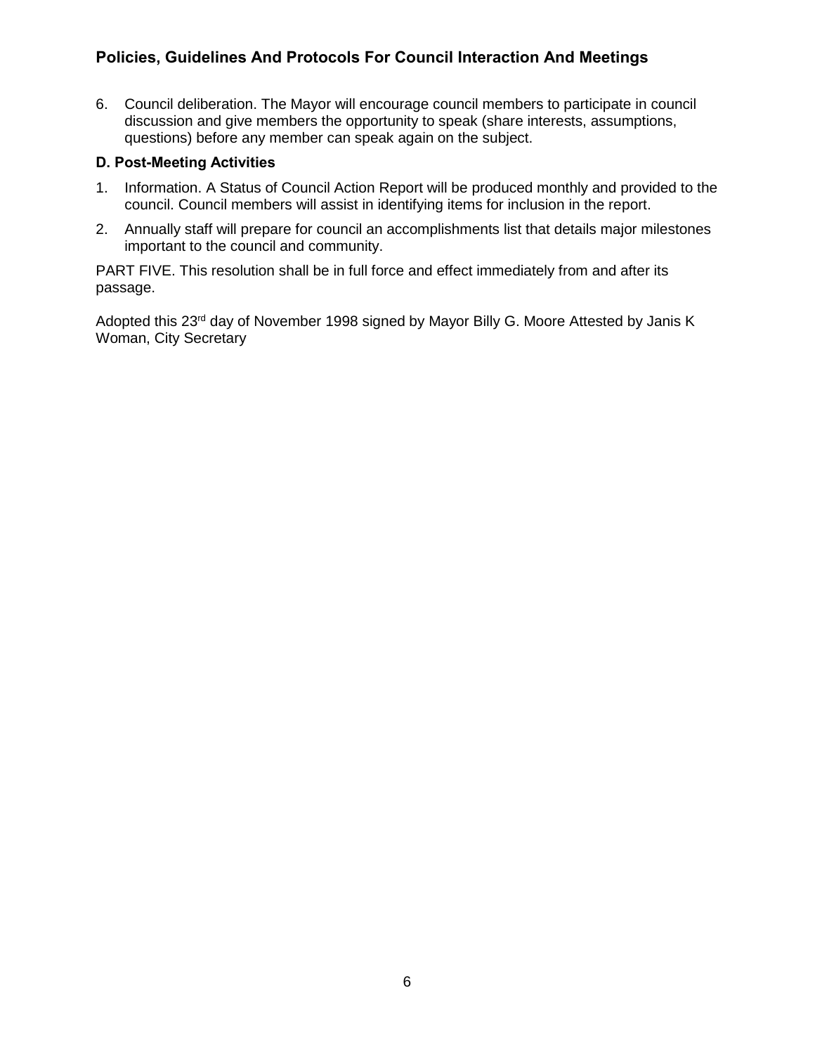6. Council deliberation. The Mayor will encourage council members to participate in council discussion and give members the opportunity to speak (share interests, assumptions, questions) before any member can speak again on the subject.

### D. Post-Meeting Activities

1. Information. A Status of Council Action Report will be produced monthly and provided to the council. Council members will assist in identifying items for inclusion in the report.
2. Annually staff will prepare for council an accomplishments list that details major milestones important to the council and community.

PART FIVE. This resolution shall be in full force and effect immediately from and after its passage.

Adopted this 23rd day of November 1998 signed by Mayor Billy G. Moore Attested by Janis K Woman, City Secretary